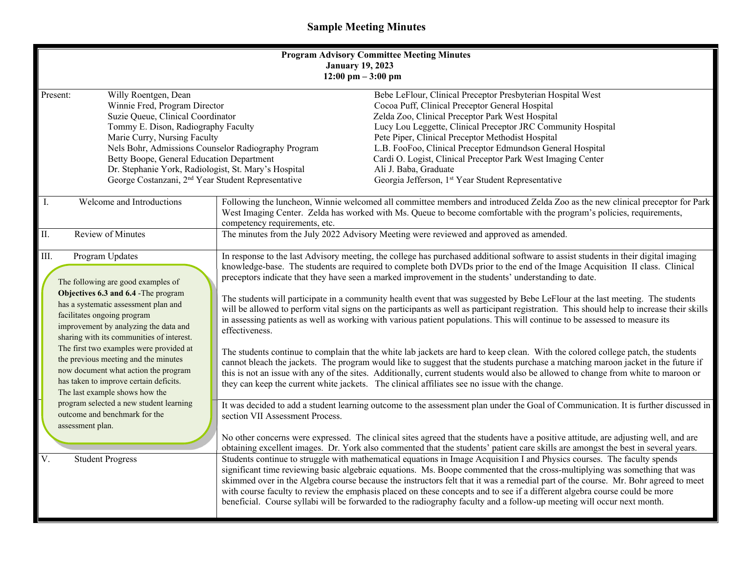# Sample Meeting Minutes

**Program Advisory Committee Meeting Minutes**
**January 19, 2023**
**12:00 pm – 3:00 pm**

Present:

- Willy Roentgen, Dean
- Winnie Fred, Program Director
- Suzie Queue, Clinical Coordinator
- Tommy E. Dison, Radiography Faculty
- Marie Curry, Nursing Faculty
- Nels Bohr, Admissions Counselor Radiography Program
- Betty Boope, General Education Department
- Dr. Stephanie York, Radiologist, St. Mary's Hospital
- George Costanzani, 2nd Year Student Representative
- Bebe LeFlour, Clinical Preceptor Presbyterian Hospital West
- Cocoa Puff, Clinical Preceptor General Hospital
- Zelda Zoo, Clinical Preceptor Park West Hospital
- Lucy Lou Leggette, Clinical Preceptor JRC Community Hospital
- Pete Piper, Clinical Preceptor Methodist Hospital
- L.B. FooFoo, Clinical Preceptor Edmundson General Hospital
- Cardi O. Logist, Clinical Preceptor Park West Imaging Center
- Ali J. Baba, Graduate
- Georgia Jefferson, 1st Year Student Representative

| Item | Discussion |
|---|---|
| I. Welcome and Introductions | Following the luncheon, Winnie welcomed all committee members and introduced Zelda Zoo as the new clinical preceptor for Park West Imaging Center. Zelda has worked with Ms. Queue to become comfortable with the program's policies, requirements, competency requirements, etc. |
| II. Review of Minutes | The minutes from the July 2022 Advisory Meeting were reviewed and approved as amended. |
| III. Program Updates | In response to the last Advisory meeting, the college has purchased additional software to assist students in their digital imaging knowledge-base. The students are required to complete both DVDs prior to the end of the Image Acquisition II class. Clinical preceptors indicate that they have seen a marked improvement in the students' understanding to date.<br><br>The students will participate in a community health event that was suggested by Bebe LeFlour at the last meeting. The students will be allowed to perform vital signs on the participants as well as participant registration. This should help to increase their skills in assessing patients as well as working with various patient populations. This will continue to be assessed to measure its effectiveness.<br><br>The students continue to complain that the white lab jackets are hard to keep clean. With the colored college patch, the students cannot bleach the jackets. The program would like to suggest that the students purchase a matching maroon jacket in the future if this is not an issue with any of the sites. Additionally, current students would also be allowed to change from white to maroon or they can keep the current white jackets. The clinical affiliates see no issue with the change. |
| | It was decided to add a student learning outcome to the assessment plan under the Goal of Communication. It is further discussed in section VII Assessment Process.<br><br>No other concerns were expressed. The clinical sites agreed that the students have a positive attitude, are adjusting well, and are obtaining excellent images. Dr. York also commented that the students' patient care skills are amongst the best in several years. |
| V. Student Progress | Students continue to struggle with mathematical equations in Image Acquisition I and Physics courses. The faculty spends significant time reviewing basic algebraic equations. Ms. Boope commented that the cross-multiplying was something that was skimmed over in the Algebra course because the instructors felt that it was a remedial part of the course. Mr. Bohr agreed to meet with course faculty to review the emphasis placed on these concepts and to see if a different algebra course could be more beneficial. Course syllabi will be forwarded to the radiography faculty and a follow-up meeting will occur next month. |

> The following are good examples of **Objectives 6.3 and 6.4** -The program has a systematic assessment plan and facilitates ongoing program improvement by analyzing the data and sharing with its communities of interest. The first two examples were provided at the previous meeting and the minutes now document what action the program has taken to improve certain deficits. The last example shows how the program selected a new student learning outcome and benchmark for the assessment plan.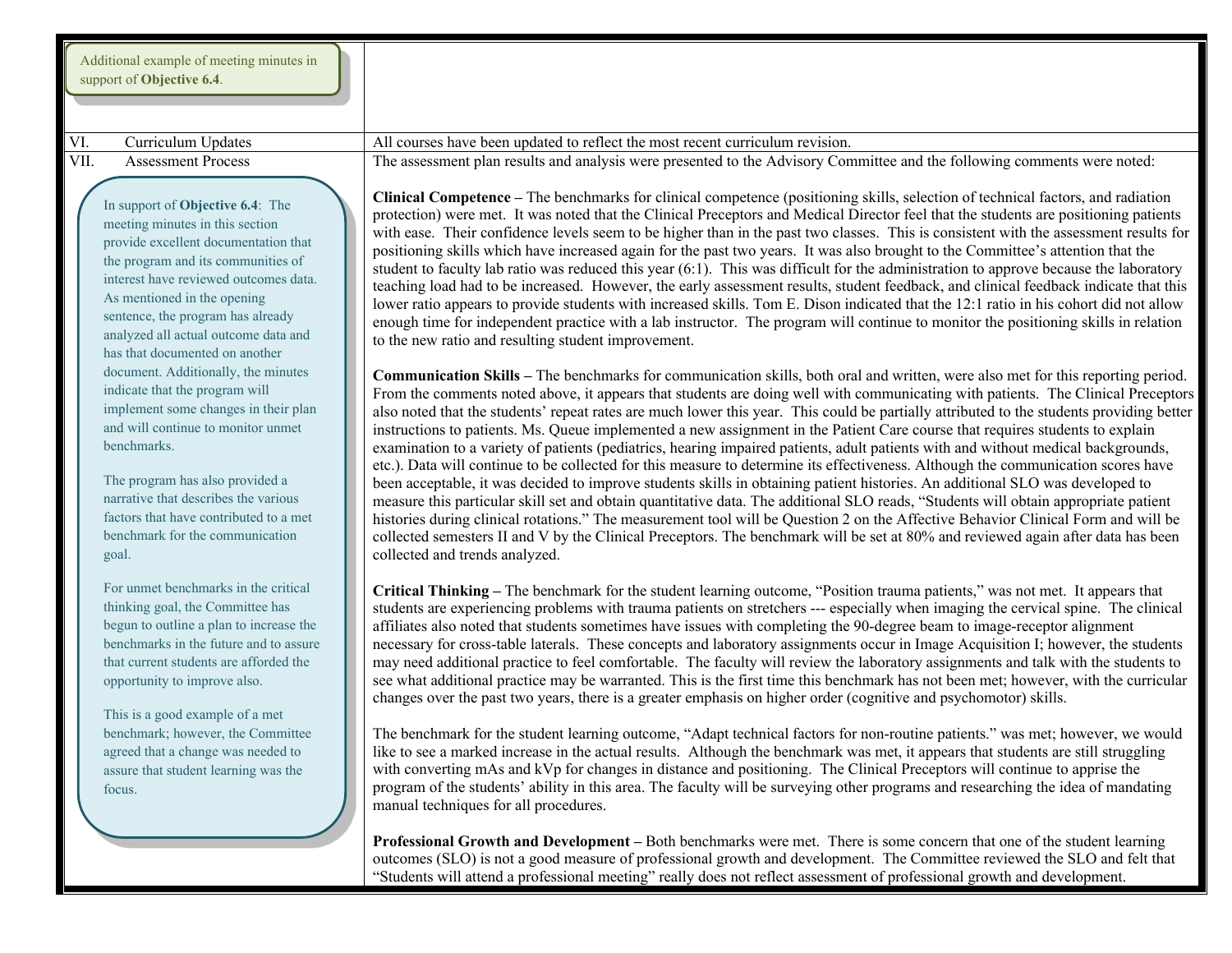Additional example of meeting minutes in support of **Objective 6.4**.

| | |
|---|---|
| VI. Curriculum Updates | All courses have been updated to reflect the most recent curriculum revision. |
| VII. Assessment Process | The assessment plan results and analysis were presented to the Advisory Committee and the following comments were noted: |

> In support of **Objective 6.4**: The meeting minutes in this section provide excellent documentation that the program and its communities of interest have reviewed outcomes data. As mentioned in the opening sentence, the program has already analyzed all actual outcome data and has that documented on another document. Additionally, the minutes indicate that the program will implement some changes in their plan and will continue to monitor unmet benchmarks.
>
> The program has also provided a narrative that describes the various factors that have contributed to a met benchmark for the communication goal.
>
> For unmet benchmarks in the critical thinking goal, the Committee has begun to outline a plan to increase the benchmarks in the future and to assure that current students are afforded the opportunity to improve also.
>
> This is a good example of a met benchmark; however, the Committee agreed that a change was needed to assure that student learning was the focus.

**Clinical Competence –** The benchmarks for clinical competence (positioning skills, selection of technical factors, and radiation protection) were met. It was noted that the Clinical Preceptors and Medical Director feel that the students are positioning patients with ease. Their confidence levels seem to be higher than in the past two classes. This is consistent with the assessment results for positioning skills which have increased again for the past two years. It was also brought to the Committee's attention that the student to faculty lab ratio was reduced this year (6:1). This was difficult for the administration to approve because the laboratory teaching load had to be increased. However, the early assessment results, student feedback, and clinical feedback indicate that this lower ratio appears to provide students with increased skills. Tom E. Dison indicated that the 12:1 ratio in his cohort did not allow enough time for independent practice with a lab instructor. The program will continue to monitor the positioning skills in relation to the new ratio and resulting student improvement.

**Communication Skills –** The benchmarks for communication skills, both oral and written, were also met for this reporting period. From the comments noted above, it appears that students are doing well with communicating with patients. The Clinical Preceptors also noted that the students' repeat rates are much lower this year. This could be partially attributed to the students providing better instructions to patients. Ms. Queue implemented a new assignment in the Patient Care course that requires students to explain examination to a variety of patients (pediatrics, hearing impaired patients, adult patients with and without medical backgrounds, etc.). Data will continue to be collected for this measure to determine its effectiveness. Although the communication scores have been acceptable, it was decided to improve students skills in obtaining patient histories. An additional SLO was developed to measure this particular skill set and obtain quantitative data. The additional SLO reads, "Students will obtain appropriate patient histories during clinical rotations." The measurement tool will be Question 2 on the Affective Behavior Clinical Form and will be collected semesters II and V by the Clinical Preceptors. The benchmark will be set at 80% and reviewed again after data has been collected and trends analyzed.

**Critical Thinking –** The benchmark for the student learning outcome, "Position trauma patients," was not met. It appears that students are experiencing problems with trauma patients on stretchers --- especially when imaging the cervical spine. The clinical affiliates also noted that students sometimes have issues with completing the 90-degree beam to image-receptor alignment necessary for cross-table laterals. These concepts and laboratory assignments occur in Image Acquisition I; however, the students may need additional practice to feel comfortable. The faculty will review the laboratory assignments and talk with the students to see what additional practice may be warranted. This is the first time this benchmark has not been met; however, with the curricular changes over the past two years, there is a greater emphasis on higher order (cognitive and psychomotor) skills.

The benchmark for the student learning outcome, "Adapt technical factors for non-routine patients." was met; however, we would like to see a marked increase in the actual results. Although the benchmark was met, it appears that students are still struggling with converting mAs and kVp for changes in distance and positioning. The Clinical Preceptors will continue to apprise the program of the students' ability in this area. The faculty will be surveying other programs and researching the idea of mandating manual techniques for all procedures.

**Professional Growth and Development –** Both benchmarks were met. There is some concern that one of the student learning outcomes (SLO) is not a good measure of professional growth and development. The Committee reviewed the SLO and felt that "Students will attend a professional meeting" really does not reflect assessment of professional growth and development.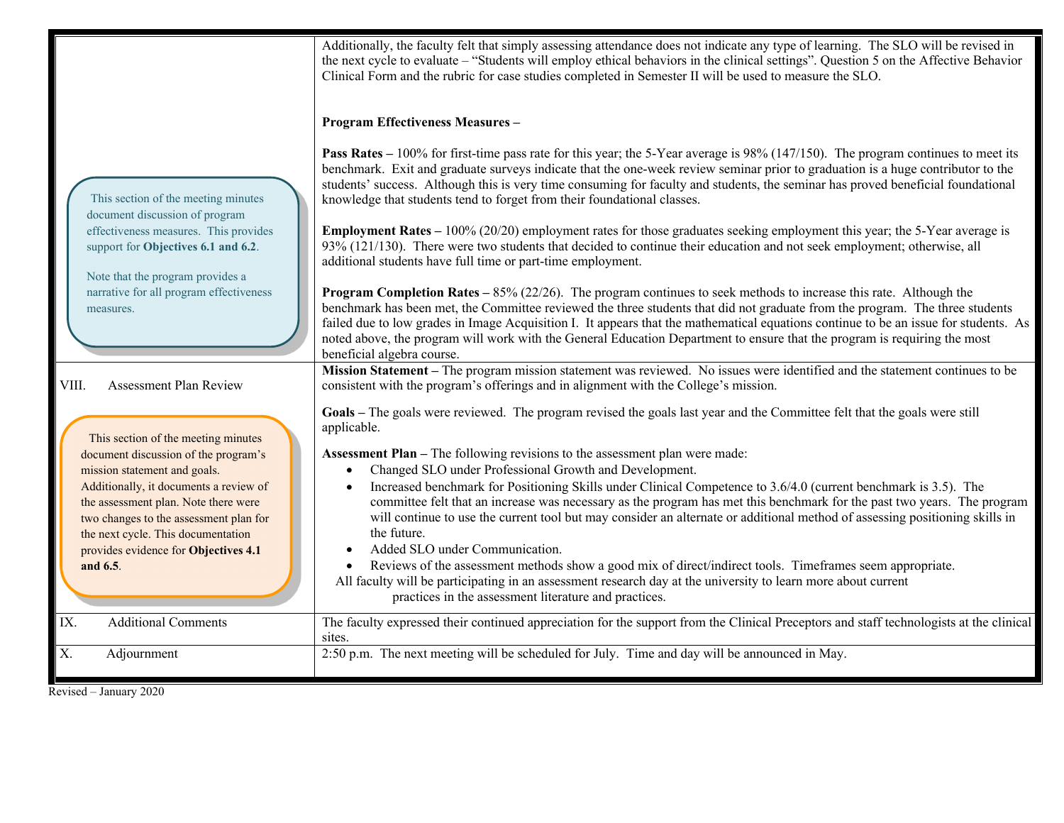| | |
|---|---|
| This section of the meeting minutes document discussion of program effectiveness measures. This provides support for **Objectives 6.1 and 6.2**.<br><br>Note that the program provides a narrative for all program effectiveness measures. | Additionally, the faculty felt that simply assessing attendance does not indicate any type of learning. The SLO will be revised in the next cycle to evaluate – "Students will employ ethical behaviors in the clinical settings". Question 5 on the Affective Behavior Clinical Form and the rubric for case studies completed in Semester II will be used to measure the SLO.<br><br>**Program Effectiveness Measures –**<br><br>**Pass Rates –** 100% for first-time pass rate for this year; the 5-Year average is 98% (147/150). The program continues to meet its benchmark. Exit and graduate surveys indicate that the one-week review seminar prior to graduation is a huge contributor to the students' success. Although this is very time consuming for faculty and students, the seminar has proved beneficial foundational knowledge that students tend to forget from their foundational classes.<br><br>**Employment Rates –** 100% (20/20) employment rates for those graduates seeking employment this year; the 5-Year average is 93% (121/130). There were two students that decided to continue their education and not seek employment; otherwise, all additional students have full time or part-time employment.<br><br>**Program Completion Rates –** 85% (22/26). The program continues to seek methods to increase this rate. Although the benchmark has been met, the Committee reviewed the three students that did not graduate from the program. The three students failed due to low grades in Image Acquisition I. It appears that the mathematical equations continue to be an issue for students. As noted above, the program will work with the General Education Department to ensure that the program is requiring the most beneficial algebra course. |
| VIII. Assessment Plan Review<br><br>This section of the meeting minutes document discussion of the program's mission statement and goals. Additionally, it documents a review of the assessment plan. Note there were two changes to the assessment plan for the next cycle. This documentation provides evidence for **Objectives 4.1 and 6.5**. | **Mission Statement –** The program mission statement was reviewed. No issues were identified and the statement continues to be consistent with the program's offerings and in alignment with the College's mission.<br><br>**Goals –** The goals were reviewed. The program revised the goals last year and the Committee felt that the goals were still applicable.<br><br>**Assessment Plan –** The following revisions to the assessment plan were made:<br>• Changed SLO under Professional Growth and Development.<br>• Increased benchmark for Positioning Skills under Clinical Competence to 3.6/4.0 (current benchmark is 3.5). The committee felt that an increase was necessary as the program has met this benchmark for the past two years. The program will continue to use the current tool but may consider an alternate or additional method of assessing positioning skills in the future.<br>• Added SLO under Communication.<br>• Reviews of the assessment methods show a good mix of direct/indirect tools. Timeframes seem appropriate.<br>All faculty will be participating in an assessment research day at the university to learn more about current practices in the assessment literature and practices. |
| IX. Additional Comments | The faculty expressed their continued appreciation for the support from the Clinical Preceptors and staff technologists at the clinical sites. |
| X. Adjournment | 2:50 p.m. The next meeting will be scheduled for July. Time and day will be announced in May. |

Revised – January 2020